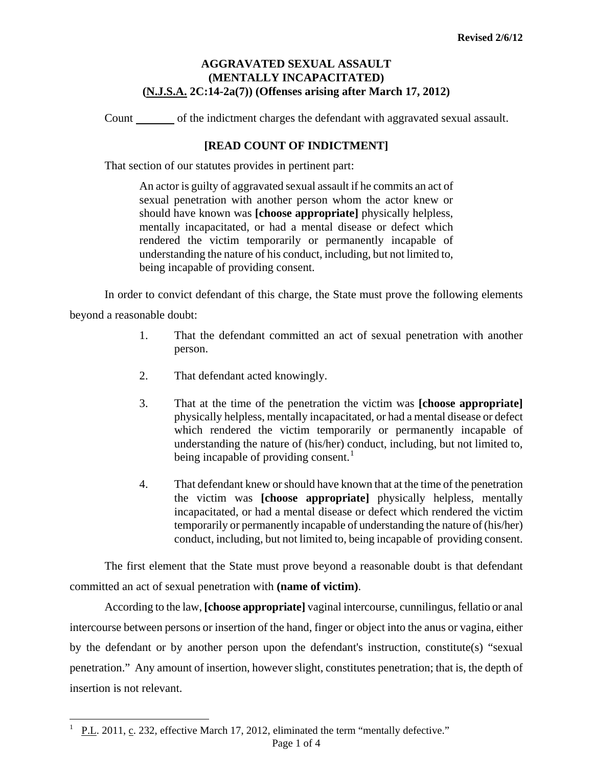Revised 2/6/12

# AGGRAVATED SEXUAL ASSAULT (MENTALLY INCAPACITATED) (N.J.S.A. 2C:14-2a(7)) (Offenses arising after March 17, 2012)

Count _______ of the indictment charges the defendant with aggravated sexual assault.

**[READ COUNT OF INDICTMENT]**

That section of our statutes provides in pertinent part:

> An actor is guilty of aggravated sexual assault if he commits an act of sexual penetration with another person whom the actor knew or should have known was **[choose appropriate]** physically helpless, mentally incapacitated, or had a mental disease or defect which rendered the victim temporarily or permanently incapable of understanding the nature of his conduct, including, but not limited to, being incapable of providing consent.

In order to convict defendant of this charge, the State must prove the following elements beyond a reasonable doubt:

1. That the defendant committed an act of sexual penetration with another person.
2. That defendant acted knowingly.
3. That at the time of the penetration the victim was **[choose appropriate]** physically helpless, mentally incapacitated, or had a mental disease or defect which rendered the victim temporarily or permanently incapable of understanding the nature of (his/her) conduct, including, but not limited to, being incapable of providing consent.[1]
4. That defendant knew or should have known that at the time of the penetration the victim was **[choose appropriate]** physically helpless, mentally incapacitated, or had a mental disease or defect which rendered the victim temporarily or permanently incapable of understanding the nature of (his/her) conduct, including, but not limited to, being incapable of providing consent.

The first element that the State must prove beyond a reasonable doubt is that defendant committed an act of sexual penetration with **(name of victim)**.

According to the law, **[choose appropriate]** vaginal intercourse, cunnilingus, fellatio or anal intercourse between persons or insertion of the hand, finger or object into the anus or vagina, either by the defendant or by another person upon the defendant's instruction, constitute(s) "sexual penetration." Any amount of insertion, however slight, constitutes penetration; that is, the depth of insertion is not relevant.

---

[1] P.L. 2011, c. 232, effective March 17, 2012, eliminated the term "mentally defective."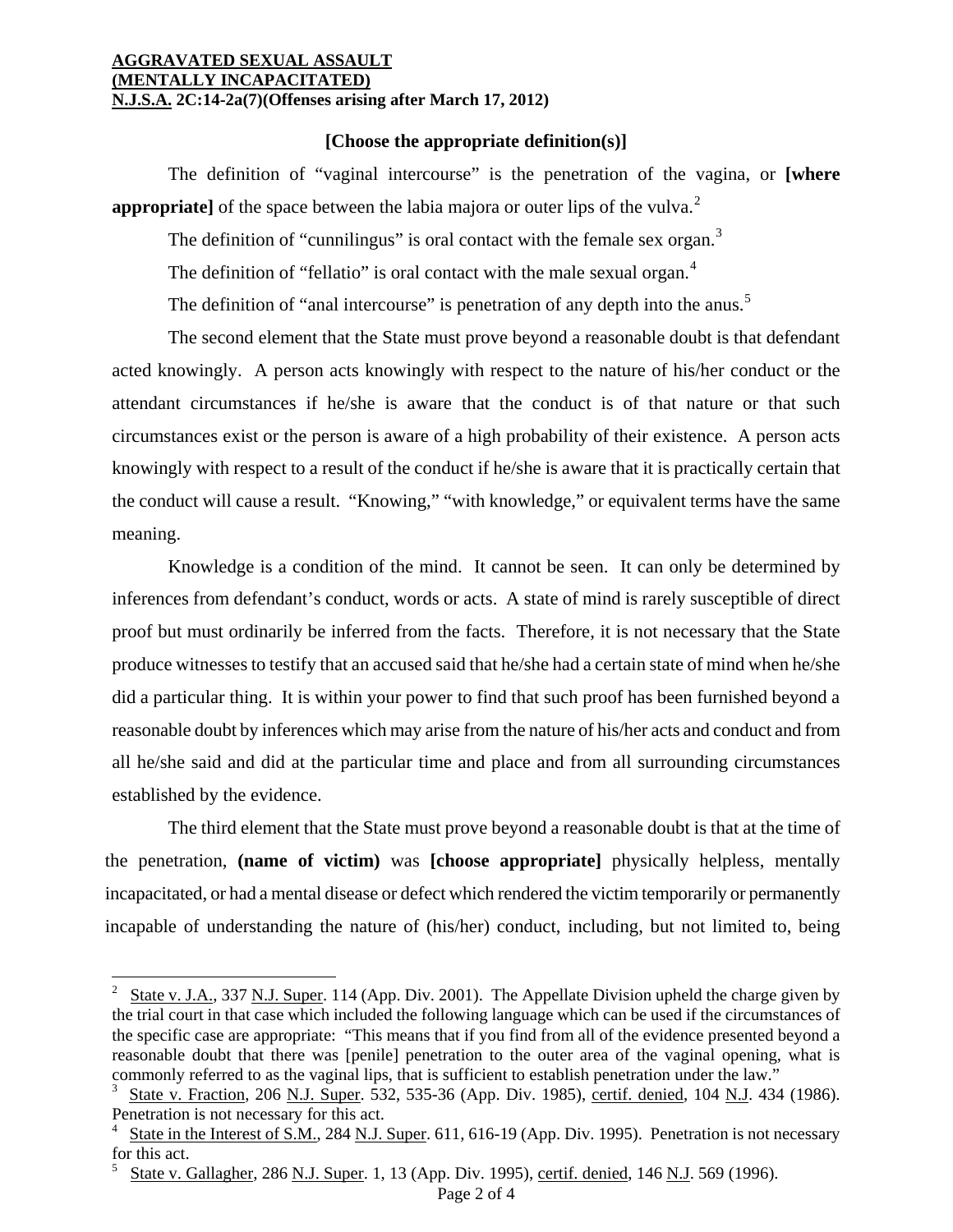**[Choose the appropriate definition(s)]**

The definition of "vaginal intercourse" is the penetration of the vagina, or **[where appropriate]** of the space between the labia majora or outer lips of the vulva.[2]

The definition of "cunnilingus" is oral contact with the female sex organ.[3]

The definition of "fellatio" is oral contact with the male sexual organ.[4]

The definition of "anal intercourse" is penetration of any depth into the anus.[5]

The second element that the State must prove beyond a reasonable doubt is that defendant acted knowingly. A person acts knowingly with respect to the nature of his/her conduct or the attendant circumstances if he/she is aware that the conduct is of that nature or that such circumstances exist or the person is aware of a high probability of their existence. A person acts knowingly with respect to a result of the conduct if he/she is aware that it is practically certain that the conduct will cause a result. "Knowing," "with knowledge," or equivalent terms have the same meaning.

Knowledge is a condition of the mind. It cannot be seen. It can only be determined by inferences from defendant's conduct, words or acts. A state of mind is rarely susceptible of direct proof but must ordinarily be inferred from the facts. Therefore, it is not necessary that the State produce witnesses to testify that an accused said that he/she had a certain state of mind when he/she did a particular thing. It is within your power to find that such proof has been furnished beyond a reasonable doubt by inferences which may arise from the nature of his/her acts and conduct and from all he/she said and did at the particular time and place and from all surrounding circumstances established by the evidence.

The third element that the State must prove beyond a reasonable doubt is that at the time of the penetration, **(name of victim)** was **[choose appropriate]** physically helpless, mentally incapacitated, or had a mental disease or defect which rendered the victim temporarily or permanently incapable of understanding the nature of (his/her) conduct, including, but not limited to, being

---

[2] State v. J.A., 337 N.J. Super. 114 (App. Div. 2001). The Appellate Division upheld the charge given by the trial court in that case which included the following language which can be used if the circumstances of the specific case are appropriate: "This means that if you find from all of the evidence presented beyond a reasonable doubt that there was [penile] penetration to the outer area of the vaginal opening, what is commonly referred to as the vaginal lips, that is sufficient to establish penetration under the law."

[3] State v. Fraction, 206 N.J. Super. 532, 535-36 (App. Div. 1985), certif. denied, 104 N.J. 434 (1986). Penetration is not necessary for this act.

[4] State in the Interest of S.M., 284 N.J. Super. 611, 616-19 (App. Div. 1995). Penetration is not necessary for this act.

[5] State v. Gallagher, 286 N.J. Super. 1, 13 (App. Div. 1995), certif. denied, 146 N.J. 569 (1996).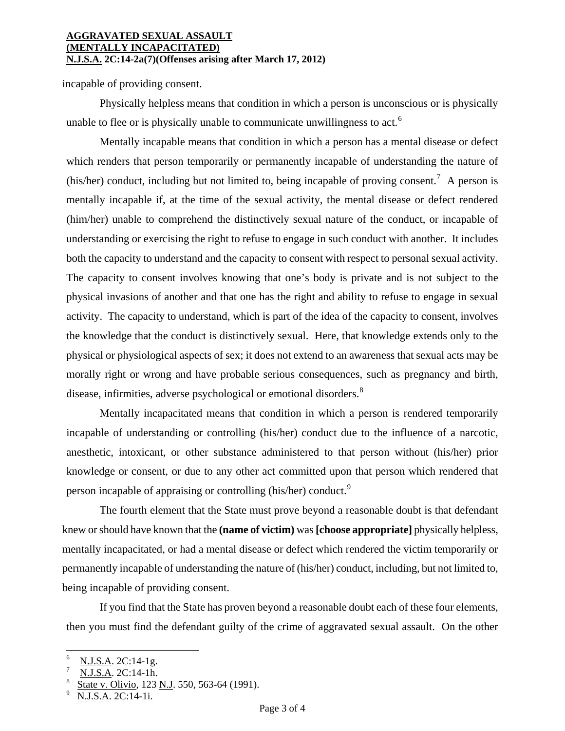incapable of providing consent.

Physically helpless means that condition in which a person is unconscious or is physically unable to flee or is physically unable to communicate unwillingness to act.[6]

Mentally incapable means that condition in which a person has a mental disease or defect which renders that person temporarily or permanently incapable of understanding the nature of (his/her) conduct, including but not limited to, being incapable of proving consent.[7] A person is mentally incapable if, at the time of the sexual activity, the mental disease or defect rendered (him/her) unable to comprehend the distinctively sexual nature of the conduct, or incapable of understanding or exercising the right to refuse to engage in such conduct with another. It includes both the capacity to understand and the capacity to consent with respect to personal sexual activity. The capacity to consent involves knowing that one's body is private and is not subject to the physical invasions of another and that one has the right and ability to refuse to engage in sexual activity. The capacity to understand, which is part of the idea of the capacity to consent, involves the knowledge that the conduct is distinctively sexual. Here, that knowledge extends only to the physical or physiological aspects of sex; it does not extend to an awareness that sexual acts may be morally right or wrong and have probable serious consequences, such as pregnancy and birth, disease, infirmities, adverse psychological or emotional disorders.[8]

Mentally incapacitated means that condition in which a person is rendered temporarily incapable of understanding or controlling (his/her) conduct due to the influence of a narcotic, anesthetic, intoxicant, or other substance administered to that person without (his/her) prior knowledge or consent, or due to any other act committed upon that person which rendered that person incapable of appraising or controlling (his/her) conduct.[9]

The fourth element that the State must prove beyond a reasonable doubt is that defendant knew or should have known that the **(name of victim)** was **[choose appropriate]** physically helpless, mentally incapacitated, or had a mental disease or defect which rendered the victim temporarily or permanently incapable of understanding the nature of (his/her) conduct, including, but not limited to, being incapable of providing consent.

If you find that the State has proven beyond a reasonable doubt each of these four elements, then you must find the defendant guilty of the crime of aggravated sexual assault. On the other

---

[6] N.J.S.A. 2C:14-1g.
[7] N.J.S.A. 2C:14-1h.
[8] State v. Olivio, 123 N.J. 550, 563-64 (1991).
[9] N.J.S.A. 2C:14-1i.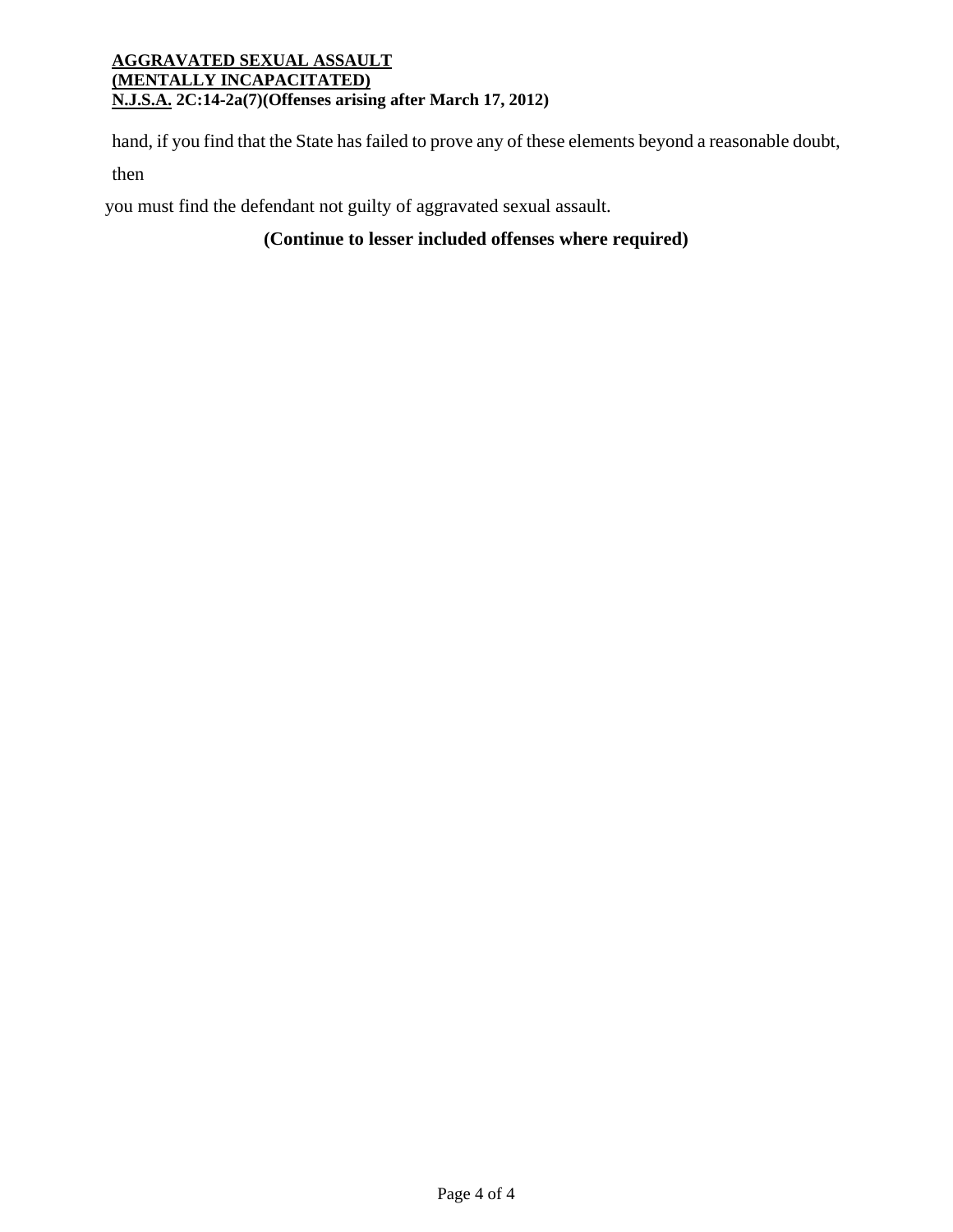hand, if you find that the State has failed to prove any of these elements beyond a reasonable doubt, then you must find the defendant not guilty of aggravated sexual assault.

**(Continue to lesser included offenses where required)**